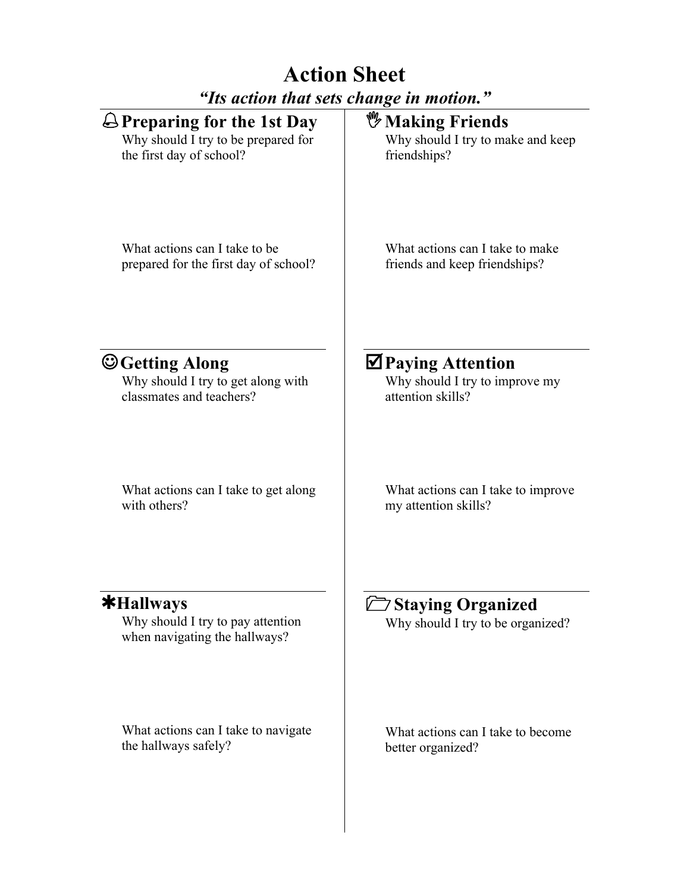# Action Sheet

***"Its action that sets change in motion."***

## 🔔 Preparing for the 1st Day

Why should I try to be prepared for the first day of school?

What actions can I take to be prepared for the first day of school?

## ☺ Getting Along

Why should I try to get along with classmates and teachers?

What actions can I take to get along with others?

## ✱ Hallways

Why should I try to pay attention when navigating the hallways?

What actions can I take to navigate the hallways safely?

## ✋ Making Friends

Why should I try to make and keep friendships?

What actions can I take to make friends and keep friendships?

## ☑ Paying Attention

Why should I try to improve my attention skills?

What actions can I take to improve my attention skills?

## 🗀 Staying Organized

Why should I try to be organized?

What actions can I take to become better organized?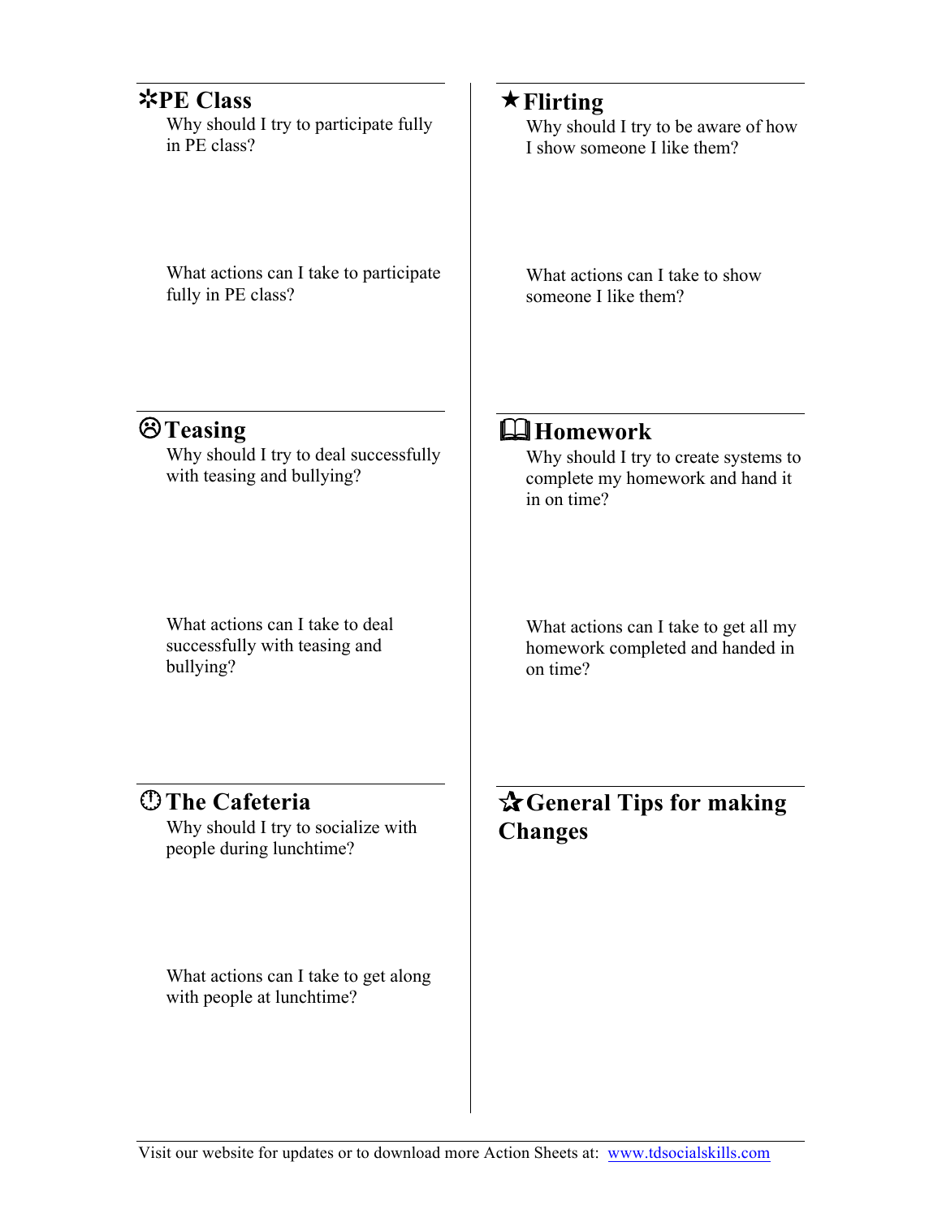## ✲PE Class

Why should I try to participate fully in PE class?

What actions can I take to participate fully in PE class?

## ☹Teasing

Why should I try to deal successfully with teasing and bullying?

What actions can I take to deal successfully with teasing and bullying?

## ⏱The Cafeteria

Why should I try to socialize with people during lunchtime?

What actions can I take to get along with people at lunchtime?

## ★Flirting

Why should I try to be aware of how I show someone I like them?

What actions can I take to show someone I like them?

## 🕮Homework

Why should I try to create systems to complete my homework and hand it in on time?

What actions can I take to get all my homework completed and handed in on time?

## ✩General Tips for making Changes

Visit our website for updates or to download more Action Sheets at: www.tdsocialskills.com